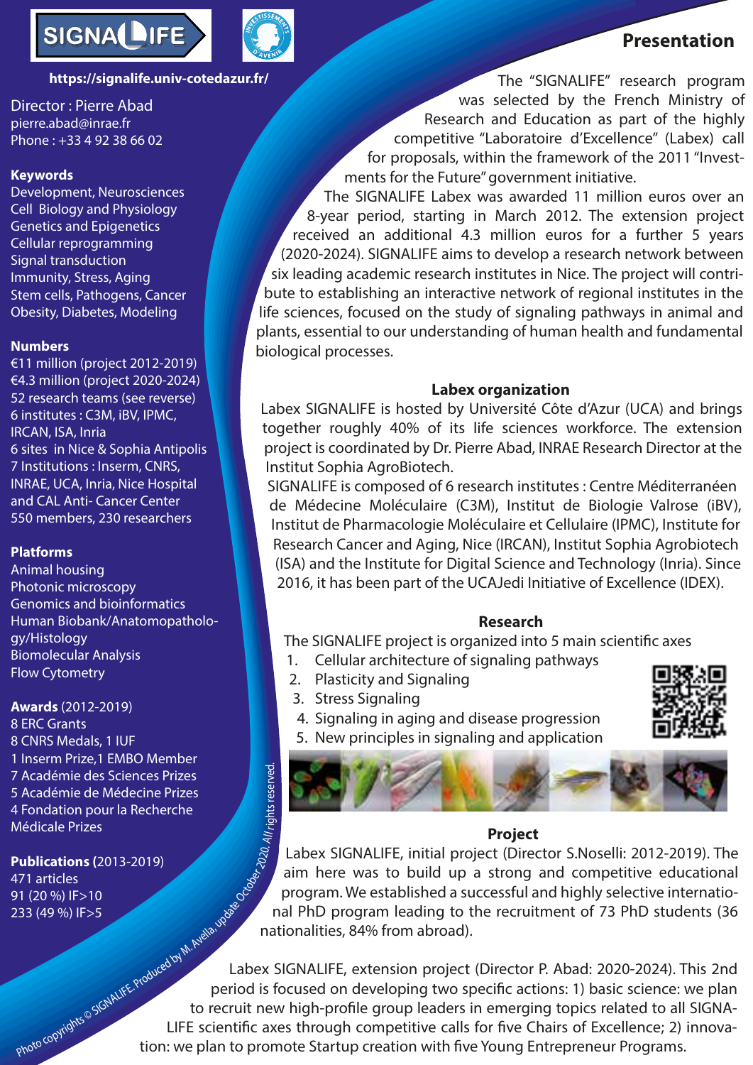SIGNALIFE

https://signalife.univ-cotedazur.fr/

Director : Pierre Abad
pierre.abad@inrae.fr
Phone : +33 4 92 38 66 02

**Keywords**

Development, Neurosciences
Cell Biology and Physiology
Genetics and Epigenetics
Cellular reprogramming
Signal transduction
Immunity, Stress, Aging
Stem cells, Pathogens, Cancer
Obesity, Diabetes, Modeling

**Numbers**

€11 million (project 2012-2019)
€4.3 million (project 2020-2024)
52 research teams (see reverse)
6 institutes : C3M, iBV, IPMC, IRCAN, ISA, Inria
6 sites in Nice & Sophia Antipolis
7 Institutions : Inserm, CNRS, INRAE, UCA, Inria, Nice Hospital and CAL Anti- Cancer Center
550 members, 230 researchers

**Platforms**

Animal housing
Photonic microscopy
Genomics and bioinformatics
Human Biobank/Anatomopathology/Histology
Biomolecular Analysis
Flow Cytometry

**Awards** (2012-2019)

8 ERC Grants
8 CNRS Medals, 1 IUF
1 Inserm Prize,1 EMBO Member
7 Académie des Sciences Prizes
5 Académie de Médecine Prizes
4 Fondation pour la Recherche Médicale Prizes

**Publications** (2013-2019)

471 articles
91 (20 %) IF>10
233 (49 %) IF>5

# Presentation

The "SIGNALIFE" research program was selected by the French Ministry of Research and Education as part of the highly competitive "Laboratoire d'Excellence" (Labex) call for proposals, within the framework of the 2011 "Investments for the Future" government initiative.

The SIGNALIFE Labex was awarded 11 million euros over an 8-year period, starting in March 2012. The extension project received an additional 4.3 million euros for a further 5 years (2020-2024). SIGNALIFE aims to develop a research network between six leading academic research institutes in Nice. The project will contribute to establishing an interactive network of regional institutes in the life sciences, focused on the study of signaling pathways in animal and plants, essential to our understanding of human health and fundamental biological processes.

## Labex organization

Labex SIGNALIFE is hosted by Université Côte d'Azur (UCA) and brings together roughly 40% of its life sciences workforce. The extension project is coordinated by Dr. Pierre Abad, INRAE Research Director at the Institut Sophia AgroBiotech.

SIGNALIFE is composed of 6 research institutes : Centre Méditerranéen de Médecine Moléculaire (C3M), Institut de Biologie Valrose (iBV), Institut de Pharmacologie Moléculaire et Cellulaire (IPMC), Institute for Research Cancer and Aging, Nice (IRCAN), Institut Sophia Agrobiotech (ISA) and the Institute for Digital Science and Technology (Inria). Since 2016, it has been part of the UCAJedi Initiative of Excellence (IDEX).

## Research

The SIGNALIFE project is organized into 5 main scientific axes

1. Cellular architecture of signaling pathways
2. Plasticity and Signaling
3. Stress Signaling
4. Signaling in aging and disease progression
5. New principles in signaling and application

## Project

Labex SIGNALIFE, initial project (Director S.Noselli: 2012-2019). The aim here was to build up a strong and competitive educational program. We established a successful and highly selective international PhD program leading to the recruitment of 73 PhD students (36 nationalities, 84% from abroad).

Labex SIGNALIFE, extension project (Director P. Abad: 2020-2024). This 2nd period is focused on developing two specific actions: 1) basic science: we plan to recruit new high-profile group leaders in emerging topics related to all SIGNALIFE scientific axes through competitive calls for five Chairs of Excellence; 2) innovation: we plan to promote Startup creation with five Young Entrepreneur Programs.

Photo copyrights © SIGNALIFE. Produced by M. Avella, update October 2020. All rights reserved.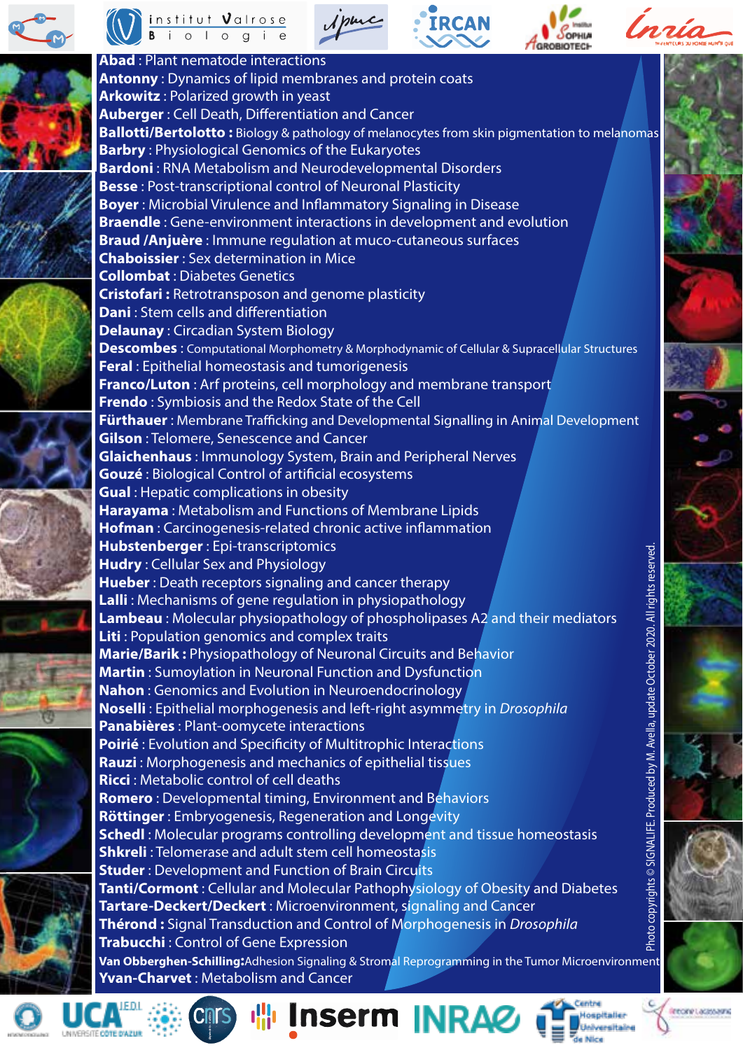**Abad** : Plant nematode interactions
**Antonny** : Dynamics of lipid membranes and protein coats
**Arkowitz** : Polarized growth in yeast
**Auberger** : Cell Death, Differentiation and Cancer
**Ballotti/Bertolotto** : Biology & pathology of melanocytes from skin pigmentation to melanomas
**Barbry** : Physiological Genomics of the Eukaryotes
**Bardoni** : RNA Metabolism and Neurodevelopmental Disorders
**Besse** : Post-transcriptional control of Neuronal Plasticity
**Boyer** : Microbial Virulence and Inflammatory Signaling in Disease
**Braendle** : Gene-environment interactions in development and evolution
**Braud /Anjuère** : Immune regulation at muco-cutaneous surfaces
**Chaboissier** : Sex determination in Mice
**Collombat** : Diabetes Genetics
**Cristofari** : Retrotransposon and genome plasticity
**Dani** : Stem cells and differentiation
**Delaunay** : Circadian System Biology
**Descombes** : Computational Morphometry & Morphodynamic of Cellular & Supracellular Structures
**Feral** : Epithelial homeostasis and tumorigenesis
**Franco/Luton** : Arf proteins, cell morphology and membrane transport
**Frendo** : Symbiosis and the Redox State of the Cell
**Fürthauer** : Membrane Trafficking and Developmental Signalling in Animal Development
**Gilson** : Telomere, Senescence and Cancer
**Glaichenhaus** : Immunology System, Brain and Peripheral Nerves
**Gouzé** : Biological Control of artificial ecosystems
**Gual** : Hepatic complications in obesity
**Harayama** : Metabolism and Functions of Membrane Lipids
**Hofman** : Carcinogenesis-related chronic active inflammation
**Hubstenberger** : Epi-transcriptomics
**Hudry** : Cellular Sex and Physiology
**Hueber** : Death receptors signaling and cancer therapy
**Lalli** : Mechanisms of gene regulation in physiopathology
**Lambeau** : Molecular physiopathology of phospholipases A2 and their mediators
**Liti** : Population genomics and complex traits
**Marie/Barik** : Physiopathology of Neuronal Circuits and Behavior
**Martin** : Sumoylation in Neuronal Function and Dysfunction
**Nahon** : Genomics and Evolution in Neuroendocrinology
**Noselli** : Epithelial morphogenesis and left-right asymmetry in *Drosophila*
**Panabières** : Plant-oomycete interactions
**Poirié** : Evolution and Specificity of Multitrophic Interactions
**Rauzi** : Morphogenesis and mechanics of epithelial tissues
**Ricci** : Metabolic control of cell deaths
**Romero** : Developmental timing, Environment and Behaviors
**Röttinger** : Embryogenesis, Regeneration and Longevity
**Schedl** : Molecular programs controlling development and tissue homeostasis
**Shkreli** : Telomerase and adult stem cell homeostasis
**Studer** : Development and Function of Brain Circuits
**Tanti/Cormont** : Cellular and Molecular Pathophysiology of Obesity and Diabetes
**Tartare-Deckert/Deckert** : Microenvironment, signaling and Cancer
**Thérond** : Signal Transduction and Control of Morphogenesis in *Drosophila*
**Trabucchi** : Control of Gene Expression
**Van Obberghen-Schilling:** Adhesion Signaling & Stromal Reprogramming in the Tumor Microenvironment
**Yvan-Charvet** : Metabolism and Cancer

Photo copyrights © SIGNALIFE. Produced by M. Avella, update October 2020. All rights reserved.